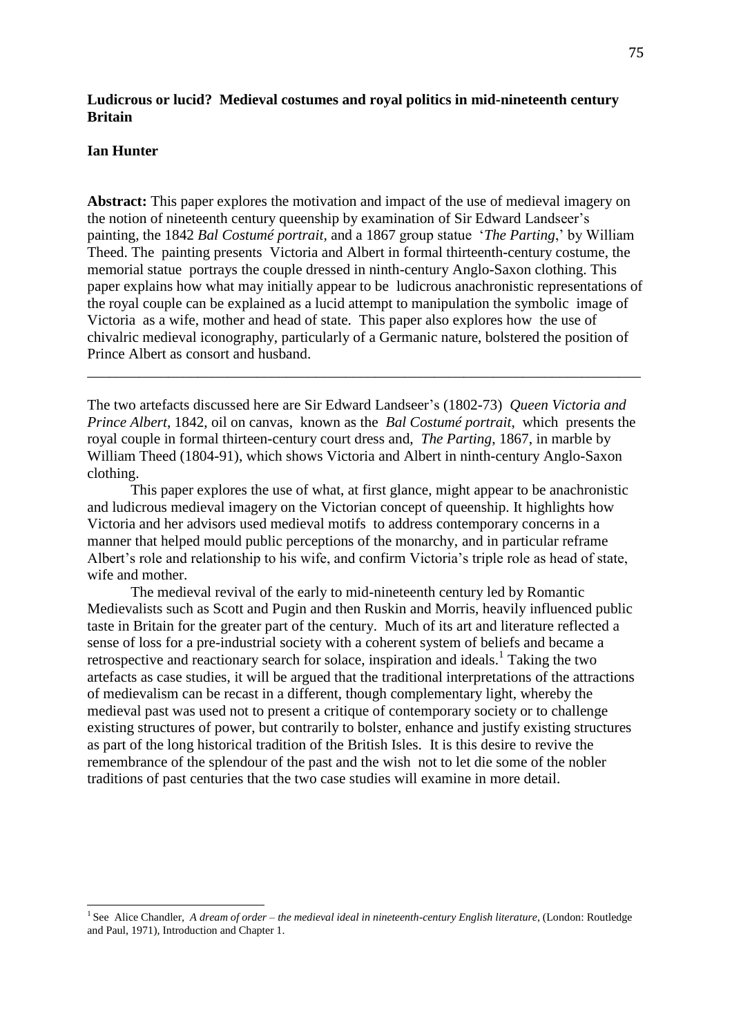# Ludicrous or lucid? Medieval costumes and royal politics in mid-nineteenth century Britain

**Ian Hunter**

**Abstract:** This paper explores the motivation and impact of the use of medieval imagery on the notion of nineteenth century queenship by examination of Sir Edward Landseer's painting, the 1842 *Bal Costumé portrait,* and a 1867 group statue '*The Parting*,' by William Theed. The painting presents Victoria and Albert in formal thirteenth-century costume, the memorial statue portrays the couple dressed in ninth-century Anglo-Saxon clothing. This paper explains how what may initially appear to be ludicrous anachronistic representations of the royal couple can be explained as a lucid attempt to manipulation the symbolic image of Victoria as a wife, mother and head of state. This paper also explores how the use of chivalric medieval iconography, particularly of a Germanic nature, bolstered the position of Prince Albert as consort and husband.

---

The two artefacts discussed here are Sir Edward Landseer's (1802-73) *Queen Victoria and Prince Albert*, 1842, oil on canvas, known as the *Bal Costumé portrait*, which presents the royal couple in formal thirteen-century court dress and, *The Parting*, 1867, in marble by William Theed (1804-91), which shows Victoria and Albert in ninth-century Anglo-Saxon clothing.

This paper explores the use of what, at first glance, might appear to be anachronistic and ludicrous medieval imagery on the Victorian concept of queenship. It highlights how Victoria and her advisors used medieval motifs to address contemporary concerns in a manner that helped mould public perceptions of the monarchy, and in particular reframe Albert's role and relationship to his wife, and confirm Victoria's triple role as head of state, wife and mother.

The medieval revival of the early to mid-nineteenth century led by Romantic Medievalists such as Scott and Pugin and then Ruskin and Morris, heavily influenced public taste in Britain for the greater part of the century. Much of its art and literature reflected a sense of loss for a pre-industrial society with a coherent system of beliefs and became a retrospective and reactionary search for solace, inspiration and ideals.[1] Taking the two artefacts as case studies, it will be argued that the traditional interpretations of the attractions of medievalism can be recast in a different, though complementary light, whereby the medieval past was used not to present a critique of contemporary society or to challenge existing structures of power, but contrarily to bolster, enhance and justify existing structures as part of the long historical tradition of the British Isles. It is this desire to revive the remembrance of the splendour of the past and the wish not to let die some of the nobler traditions of past centuries that the two case studies will examine in more detail.

---

[1] See Alice Chandler, *A dream of order – the medieval ideal in nineteenth-century English literature*, (London: Routledge and Paul, 1971), Introduction and Chapter 1.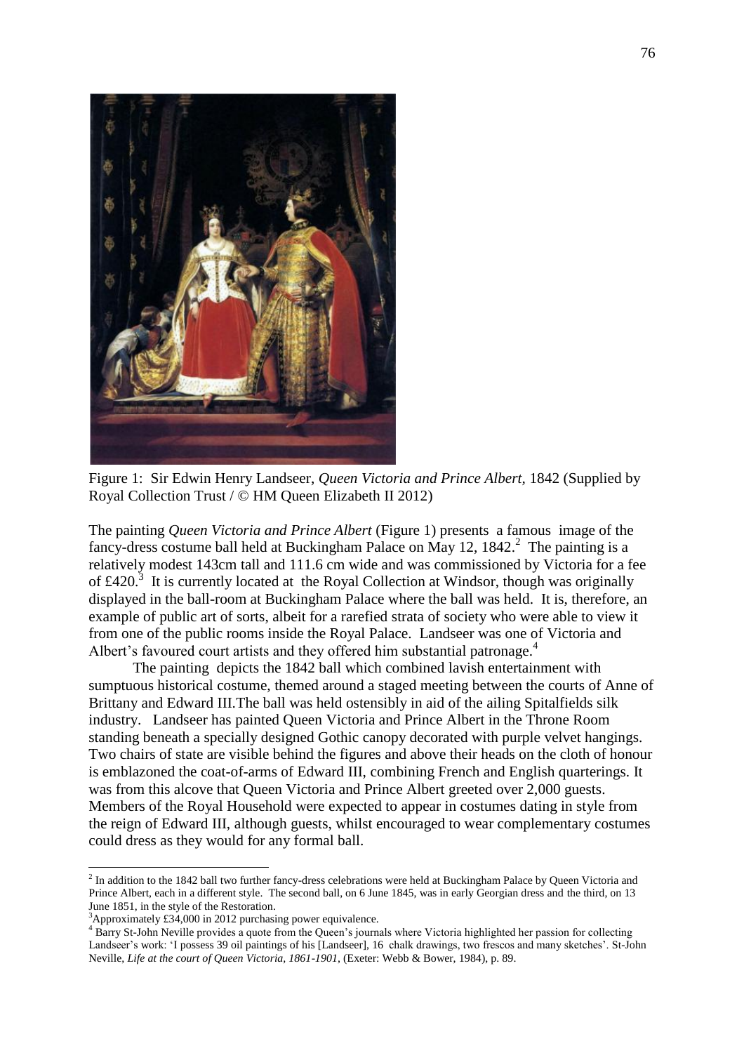Figure 1: Sir Edwin Henry Landseer, *Queen Victoria and Prince Albert*, 1842 (Supplied by Royal Collection Trust / © HM Queen Elizabeth II 2012)

The painting *Queen Victoria and Prince Albert* (Figure 1) presents a famous image of the fancy-dress costume ball held at Buckingham Palace on May 12, 1842.[2] The painting is a relatively modest 143cm tall and 111.6 cm wide and was commissioned by Victoria for a fee of £420.[3] It is currently located at the Royal Collection at Windsor, though was originally displayed in the ball-room at Buckingham Palace where the ball was held. It is, therefore, an example of public art of sorts, albeit for a rarefied strata of society who were able to view it from one of the public rooms inside the Royal Palace. Landseer was one of Victoria and Albert's favoured court artists and they offered him substantial patronage.[4]

The painting depicts the 1842 ball which combined lavish entertainment with sumptuous historical costume, themed around a staged meeting between the courts of Anne of Brittany and Edward III.The ball was held ostensibly in aid of the ailing Spitalfields silk industry. Landseer has painted Queen Victoria and Prince Albert in the Throne Room standing beneath a specially designed Gothic canopy decorated with purple velvet hangings. Two chairs of state are visible behind the figures and above their heads on the cloth of honour is emblazoned the coat-of-arms of Edward III, combining French and English quarterings. It was from this alcove that Queen Victoria and Prince Albert greeted over 2,000 guests. Members of the Royal Household were expected to appear in costumes dating in style from the reign of Edward III, although guests, whilst encouraged to wear complementary costumes could dress as they would for any formal ball.

---

[2] In addition to the 1842 ball two further fancy-dress celebrations were held at Buckingham Palace by Queen Victoria and Prince Albert, each in a different style. The second ball, on 6 June 1845, was in early Georgian dress and the third, on 13 June 1851, in the style of the Restoration.

[3] Approximately £34,000 in 2012 purchasing power equivalence.

[4] Barry St-John Neville provides a quote from the Queen's journals where Victoria highlighted her passion for collecting Landseer's work: 'I possess 39 oil paintings of his [Landseer], 16 chalk drawings, two frescos and many sketches'. St-John Neville, *Life at the court of Queen Victoria, 1861-1901*, (Exeter: Webb & Bower, 1984), p. 89.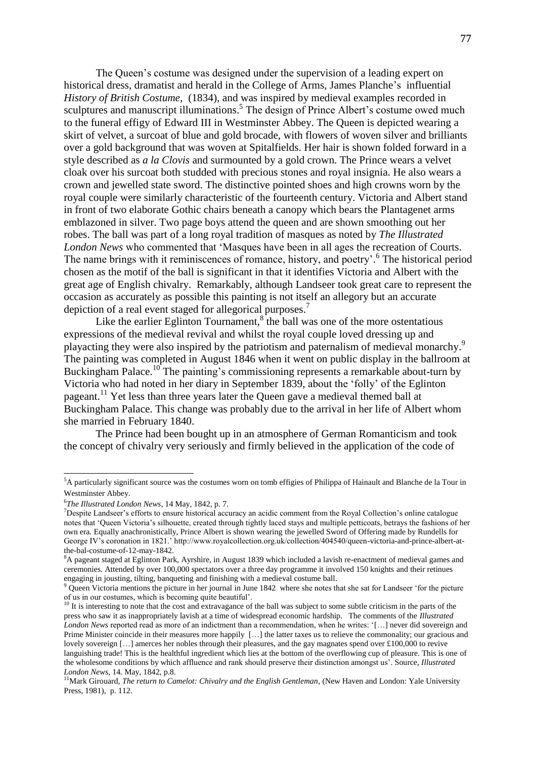The Queen's costume was designed under the supervision of a leading expert on historical dress, dramatist and herald in the College of Arms, James Planche's influential *History of British Costume*, (1834), and was inspired by medieval examples recorded in sculptures and manuscript illuminations.[5] The design of Prince Albert's costume owed much to the funeral effigy of Edward III in Westminster Abbey. The Queen is depicted wearing a skirt of velvet, a surcoat of blue and gold brocade, with flowers of woven silver and brilliants over a gold background that was woven at Spitalfields. Her hair is shown folded forward in a style described as *a la Clovis* and surmounted by a gold crown. The Prince wears a velvet cloak over his surcoat both studded with precious stones and royal insignia. He also wears a crown and jewelled state sword. The distinctive pointed shoes and high crowns worn by the royal couple were similarly characteristic of the fourteenth century. Victoria and Albert stand in front of two elaborate Gothic chairs beneath a canopy which bears the Plantagenet arms emblazoned in silver. Two page boys attend the queen and are shown smoothing out her robes. The ball was part of a long royal tradition of masques as noted by *The Illustrated London News* who commented that 'Masques have been in all ages the recreation of Courts. The name brings with it reminiscences of romance, history, and poetry'.[6] The historical period chosen as the motif of the ball is significant in that it identifies Victoria and Albert with the great age of English chivalry. Remarkably, although Landseer took great care to represent the occasion as accurately as possible this painting is not itself an allegory but an accurate depiction of a real event staged for allegorical purposes.[7]

Like the earlier Eglinton Tournament,[8] the ball was one of the more ostentatious expressions of the medieval revival and whilst the royal couple loved dressing up and playacting they were also inspired by the patriotism and paternalism of medieval monarchy.[9] The painting was completed in August 1846 when it went on public display in the ballroom at Buckingham Palace.[10] The painting's commissioning represents a remarkable about-turn by Victoria who had noted in her diary in September 1839, about the 'folly' of the Eglinton pageant.[11] Yet less than three years later the Queen gave a medieval themed ball at Buckingham Palace. This change was probably due to the arrival in her life of Albert whom she married in February 1840.

The Prince had been bought up in an atmosphere of German Romanticism and took the concept of chivalry very seriously and firmly believed in the application of the code of

---

[5]A particularly significant source was the costumes worn on tomb effigies of Philippa of Hainault and Blanche de la Tour in Westminster Abbey.

[6]*The Illustrated London News*, 14 May, 1842, p. 7.

[7]Despite Landseer's efforts to ensure historical accuracy an acidic comment from the Royal Collection's online catalogue notes that 'Queen Victoria's silhouette, created through tightly laced stays and multiple petticoats, betrays the fashions of her own era. Equally anachronistically, Prince Albert is shown wearing the jewelled Sword of Offering made by Rundells for George IV's coronation in 1821.' http://www.royalcollection.org.uk/collection/404540/queen-victoria-and-prince-albert-at-the-bal-costume-of-12-may-1842.

[8]A pageant staged at Eglinton Park, Ayrshire, in August 1839 which included a lavish re-enactment of medieval games and ceremonies. Attended by over 100,000 spectators over a three day programme it involved 150 knights and their retinues engaging in jousting, tilting, banqueting and finishing with a medieval costume ball.

[9] Queen Victoria mentions the picture in her journal in June 1842 where she notes that she sat for Landseer 'for the picture of us in our costumes, which is becoming quite beautiful'.

[10] It is interesting to note that the cost and extravagance of the ball was subject to some subtle criticism in the parts of the press who saw it as inappropriately lavish at a time of widespread economic hardship. The comments of the *Illustrated London News* reported read as more of an indictment than a recommendation, when he writes: '[…] never did sovereign and Prime Minister coincide in their measures more happily […] the latter taxes us to relieve the commonality; our gracious and lovely sovereign […] amerces her nobles through their pleasures, and the gay magnates spend over £100,000 to revive languishing trade! This is the healthful ingredient which lies at the bottom of the overflowing cup of pleasure. This is one of the wholesome conditions by which affluence and rank should preserve their distinction amongst us'. Source, *Illustrated London News*, 14. May, 1842, p.8.

[11]Mark Girouard, *The return to Camelot: Chivalry and the English Gentleman*, (New Haven and London: Yale University Press, 1981), p. 112.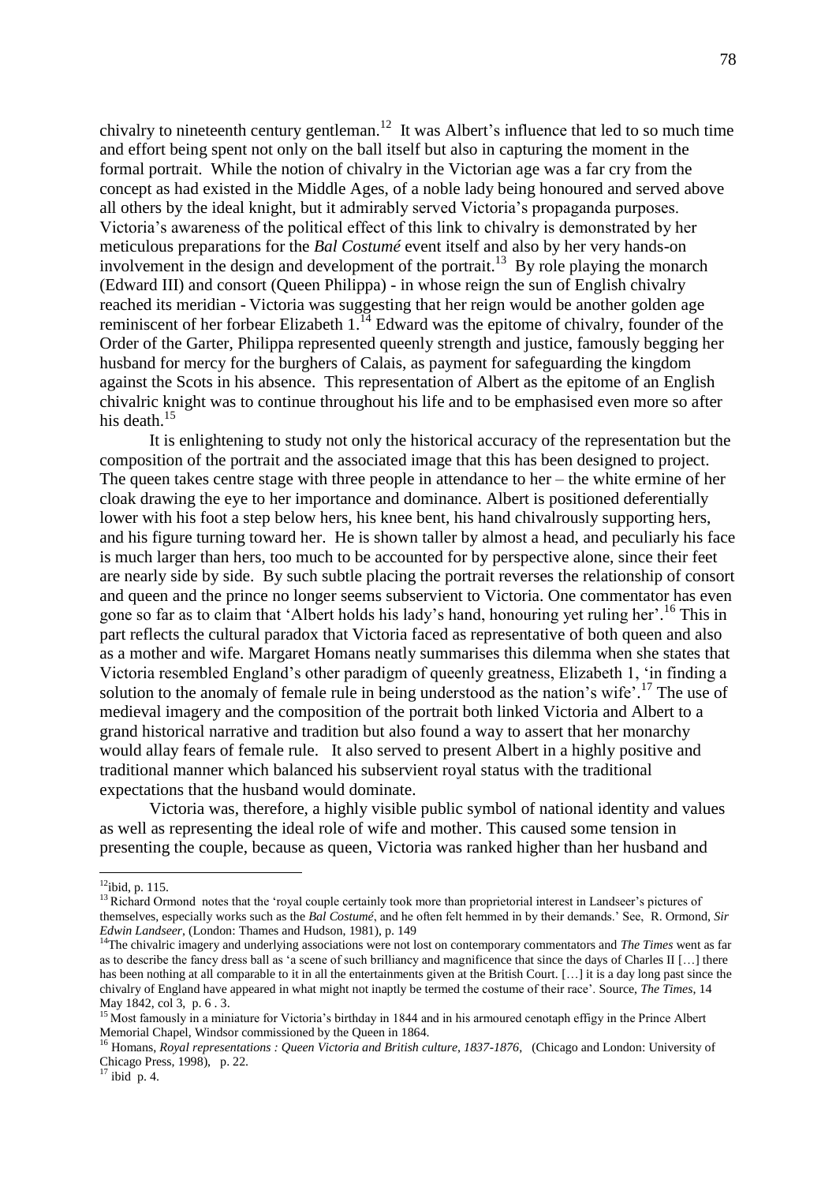chivalry to nineteenth century gentleman.[12] It was Albert's influence that led to so much time and effort being spent not only on the ball itself but also in capturing the moment in the formal portrait. While the notion of chivalry in the Victorian age was a far cry from the concept as had existed in the Middle Ages, of a noble lady being honoured and served above all others by the ideal knight, but it admirably served Victoria's propaganda purposes. Victoria's awareness of the political effect of this link to chivalry is demonstrated by her meticulous preparations for the *Bal Costumé* event itself and also by her very hands-on involvement in the design and development of the portrait.[13] By role playing the monarch (Edward III) and consort (Queen Philippa) - in whose reign the sun of English chivalry reached its meridian - Victoria was suggesting that her reign would be another golden age reminiscent of her forbear Elizabeth 1.[14] Edward was the epitome of chivalry, founder of the Order of the Garter, Philippa represented queenly strength and justice, famously begging her husband for mercy for the burghers of Calais, as payment for safeguarding the kingdom against the Scots in his absence. This representation of Albert as the epitome of an English chivalric knight was to continue throughout his life and to be emphasised even more so after his death.[15]

It is enlightening to study not only the historical accuracy of the representation but the composition of the portrait and the associated image that this has been designed to project. The queen takes centre stage with three people in attendance to her – the white ermine of her cloak drawing the eye to her importance and dominance. Albert is positioned deferentially lower with his foot a step below hers, his knee bent, his hand chivalrously supporting hers, and his figure turning toward her. He is shown taller by almost a head, and peculiarly his face is much larger than hers, too much to be accounted for by perspective alone, since their feet are nearly side by side. By such subtle placing the portrait reverses the relationship of consort and queen and the prince no longer seems subservient to Victoria. One commentator has even gone so far as to claim that 'Albert holds his lady's hand, honouring yet ruling her'.[16] This in part reflects the cultural paradox that Victoria faced as representative of both queen and also as a mother and wife. Margaret Homans neatly summarises this dilemma when she states that Victoria resembled England's other paradigm of queenly greatness, Elizabeth 1, 'in finding a solution to the anomaly of female rule in being understood as the nation's wife'.[17] The use of medieval imagery and the composition of the portrait both linked Victoria and Albert to a grand historical narrative and tradition but also found a way to assert that her monarchy would allay fears of female rule. It also served to present Albert in a highly positive and traditional manner which balanced his subservient royal status with the traditional expectations that the husband would dominate.

Victoria was, therefore, a highly visible public symbol of national identity and values as well as representing the ideal role of wife and mother. This caused some tension in presenting the couple, because as queen, Victoria was ranked higher than her husband and

---

[12] ibid, p. 115.

[13] Richard Ormond notes that the 'royal couple certainly took more than proprietorial interest in Landseer's pictures of themselves, especially works such as the *Bal Costumé*, and he often felt hemmed in by their demands.' See, R. Ormond, *Sir Edwin Landseer*, (London: Thames and Hudson, 1981), p. 149

[14] The chivalric imagery and underlying associations were not lost on contemporary commentators and *The Times* went as far as to describe the fancy dress ball as 'a scene of such brilliancy and magnificence that since the days of Charles II […] there has been nothing at all comparable to it in all the entertainments given at the British Court. […] it is a day long past since the chivalry of England have appeared in what might not inaptly be termed the costume of their race'. Source, *The Times*, 14 May 1842, col 3, p. 6 . 3.

[15] Most famously in a miniature for Victoria's birthday in 1844 and in his armoured cenotaph effigy in the Prince Albert Memorial Chapel, Windsor commissioned by the Queen in 1864.

[16] Homans, *Royal representations : Queen Victoria and British culture, 1837-1876*, (Chicago and London: University of Chicago Press, 1998), p. 22.

[17] ibid p. 4.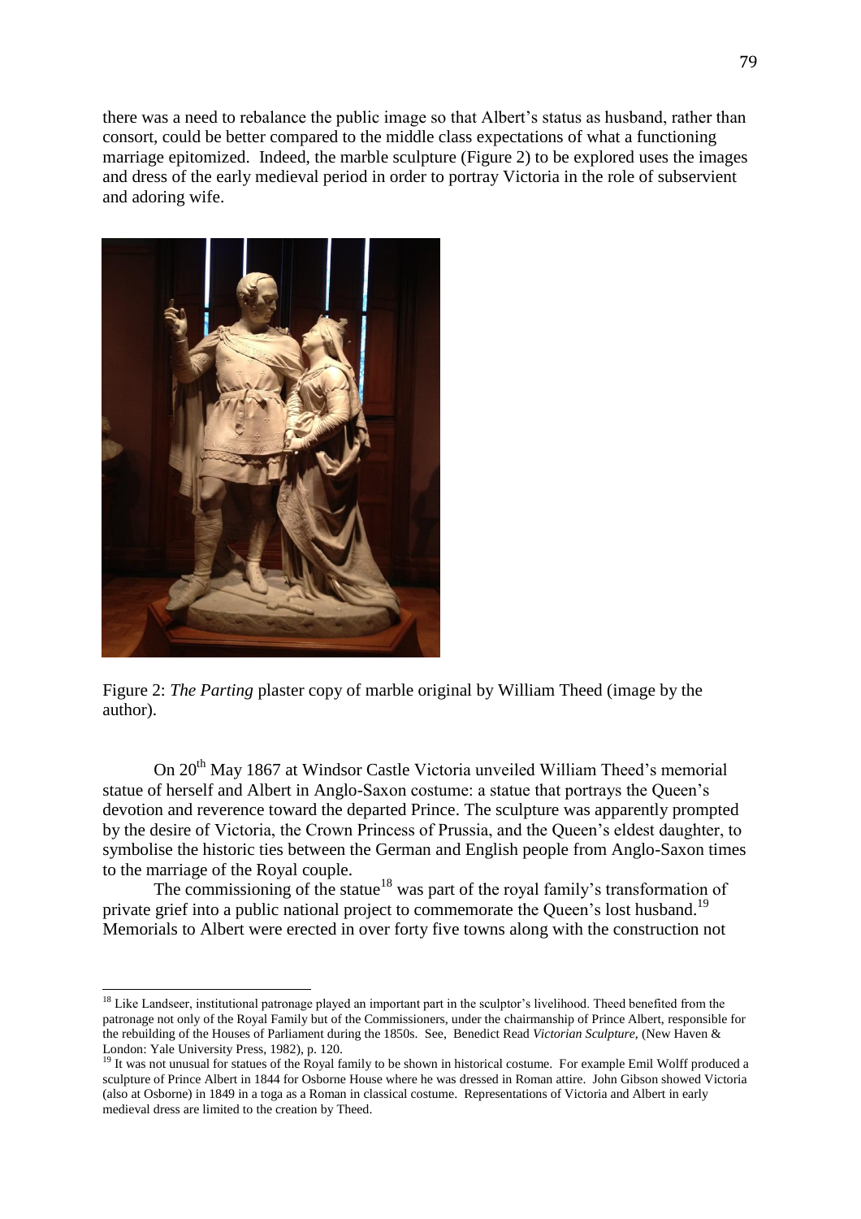there was a need to rebalance the public image so that Albert's status as husband, rather than consort, could be better compared to the middle class expectations of what a functioning marriage epitomized. Indeed, the marble sculpture (Figure 2) to be explored uses the images and dress of the early medieval period in order to portray Victoria in the role of subservient and adoring wife.

Figure 2: *The Parting* plaster copy of marble original by William Theed (image by the author).

On 20th May 1867 at Windsor Castle Victoria unveiled William Theed's memorial statue of herself and Albert in Anglo-Saxon costume: a statue that portrays the Queen's devotion and reverence toward the departed Prince. The sculpture was apparently prompted by the desire of Victoria, the Crown Princess of Prussia, and the Queen's eldest daughter, to symbolise the historic ties between the German and English people from Anglo-Saxon times to the marriage of the Royal couple.

The commissioning of the statue[18] was part of the royal family's transformation of private grief into a public national project to commemorate the Queen's lost husband.[19] Memorials to Albert were erected in over forty five towns along with the construction not

---

[18] Like Landseer, institutional patronage played an important part in the sculptor's livelihood. Theed benefited from the patronage not only of the Royal Family but of the Commissioners, under the chairmanship of Prince Albert, responsible for the rebuilding of the Houses of Parliament during the 1850s. See, Benedict Read *Victorian Sculpture*, (New Haven & London: Yale University Press, 1982), p. 120.

[19] It was not unusual for statues of the Royal family to be shown in historical costume. For example Emil Wolff produced a sculpture of Prince Albert in 1844 for Osborne House where he was dressed in Roman attire. John Gibson showed Victoria (also at Osborne) in 1849 in a toga as a Roman in classical costume. Representations of Victoria and Albert in early medieval dress are limited to the creation by Theed.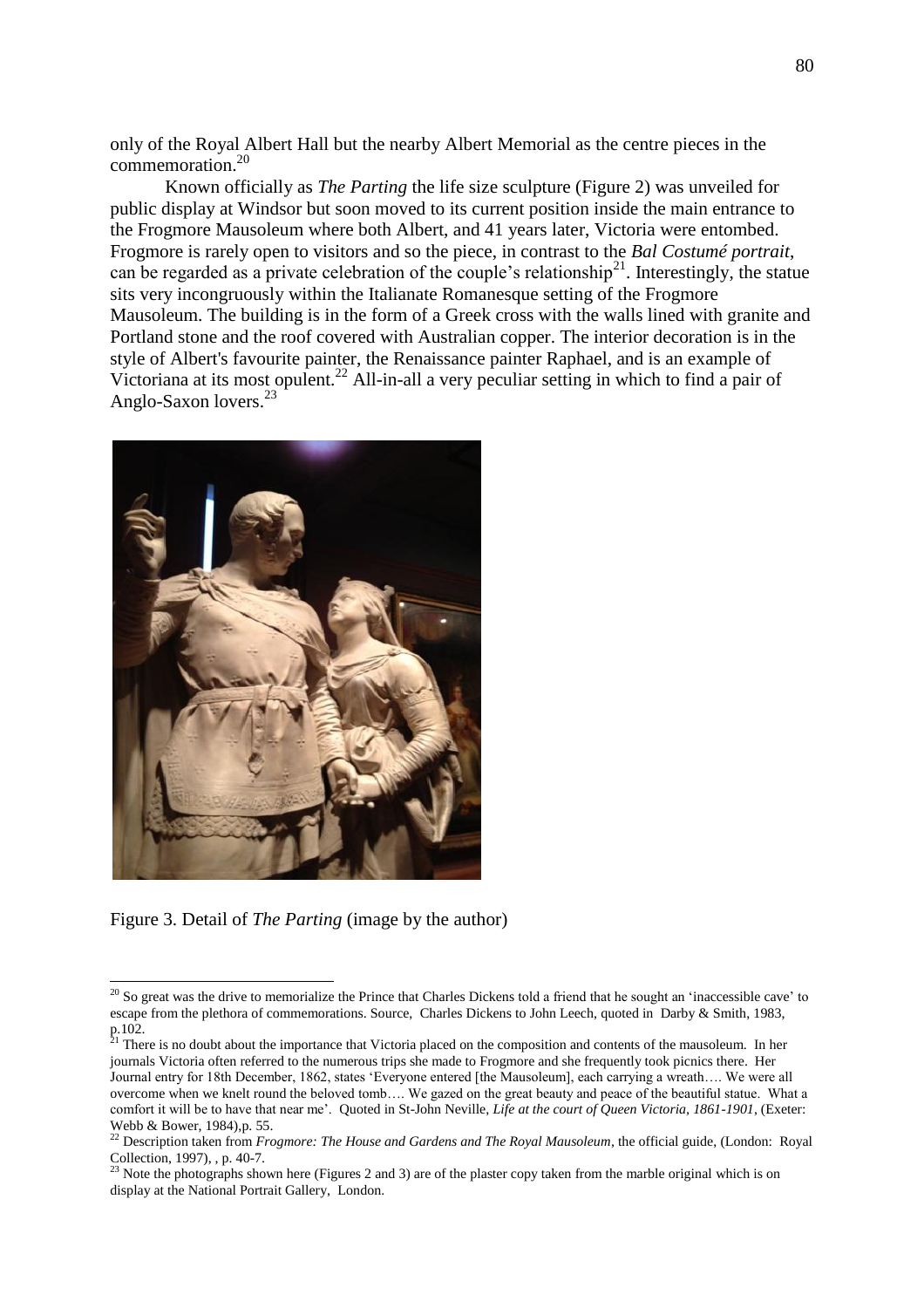only of the Royal Albert Hall but the nearby Albert Memorial as the centre pieces in the commemoration.[20]

Known officially as *The Parting* the life size sculpture (Figure 2) was unveiled for public display at Windsor but soon moved to its current position inside the main entrance to the Frogmore Mausoleum where both Albert, and 41 years later, Victoria were entombed. Frogmore is rarely open to visitors and so the piece, in contrast to the *Bal Costumé portrait*, can be regarded as a private celebration of the couple's relationship[21]. Interestingly, the statue sits very incongruously within the Italianate Romanesque setting of the Frogmore Mausoleum. The building is in the form of a Greek cross with the walls lined with granite and Portland stone and the roof covered with Australian copper. The interior decoration is in the style of Albert's favourite painter, the Renaissance painter Raphael, and is an example of Victoriana at its most opulent.[22] All-in-all a very peculiar setting in which to find a pair of Anglo-Saxon lovers.[23]

Figure 3. Detail of *The Parting* (image by the author)

---

[20] So great was the drive to memorialize the Prince that Charles Dickens told a friend that he sought an 'inaccessible cave' to escape from the plethora of commemorations. Source, Charles Dickens to John Leech, quoted in Darby & Smith, 1983, p.102.

[21] There is no doubt about the importance that Victoria placed on the composition and contents of the mausoleum. In her journals Victoria often referred to the numerous trips she made to Frogmore and she frequently took picnics there. Her Journal entry for 18th December, 1862, states 'Everyone entered [the Mausoleum], each carrying a wreath…. We were all overcome when we knelt round the beloved tomb…. We gazed on the great beauty and peace of the beautiful statue. What a comfort it will be to have that near me'. Quoted in St-John Neville, *Life at the court of Queen Victoria, 1861-1901*, (Exeter: Webb & Bower, 1984),p. 55.

[22] Description taken from *Frogmore: The House and Gardens and The Royal Mausoleum*, the official guide, (London: Royal Collection, 1997), , p. 40-7.

[23] Note the photographs shown here (Figures 2 and 3) are of the plaster copy taken from the marble original which is on display at the National Portrait Gallery, London.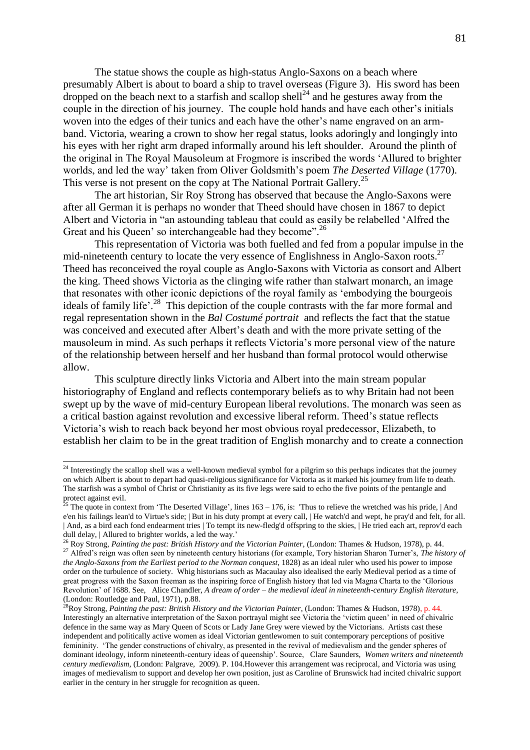The statue shows the couple as high-status Anglo-Saxons on a beach where presumably Albert is about to board a ship to travel overseas (Figure 3). His sword has been dropped on the beach next to a starfish and scallop shell[24] and he gestures away from the couple in the direction of his journey. The couple hold hands and have each other's initials woven into the edges of their tunics and each have the other's name engraved on an arm-band. Victoria, wearing a crown to show her regal status, looks adoringly and longingly into his eyes with her right arm draped informally around his left shoulder. Around the plinth of the original in The Royal Mausoleum at Frogmore is inscribed the words 'Allured to brighter worlds, and led the way' taken from Oliver Goldsmith's poem *The Deserted Village* (1770). This verse is not present on the copy at The National Portrait Gallery.[25]

The art historian, Sir Roy Strong has observed that because the Anglo-Saxons were after all German it is perhaps no wonder that Theed should have chosen in 1867 to depict Albert and Victoria in "an astounding tableau that could as easily be relabelled 'Alfred the Great and his Queen' so interchangeable had they become".[26]

This representation of Victoria was both fuelled and fed from a popular impulse in the mid-nineteenth century to locate the very essence of Englishness in Anglo-Saxon roots.[27] Theed has reconceived the royal couple as Anglo-Saxons with Victoria as consort and Albert the king. Theed shows Victoria as the clinging wife rather than stalwart monarch, an image that resonates with other iconic depictions of the royal family as 'embodying the bourgeois ideals of family life'.[28] This depiction of the couple contrasts with the far more formal and regal representation shown in the *Bal Costumé portrait* and reflects the fact that the statue was conceived and executed after Albert's death and with the more private setting of the mausoleum in mind. As such perhaps it reflects Victoria's more personal view of the nature of the relationship between herself and her husband than formal protocol would otherwise allow.

This sculpture directly links Victoria and Albert into the main stream popular historiography of England and reflects contemporary beliefs as to why Britain had not been swept up by the wave of mid-century European liberal revolutions. The monarch was seen as a critical bastion against revolution and excessive liberal reform. Theed's statue reflects Victoria's wish to reach back beyond her most obvious royal predecessor, Elizabeth, to establish her claim to be in the great tradition of English monarchy and to create a connection

---

[24] Interestingly the scallop shell was a well-known medieval symbol for a pilgrim so this perhaps indicates that the journey on which Albert is about to depart had quasi-religious significance for Victoria as it marked his journey from life to death. The starfish was a symbol of Christ or Christianity as its five legs were said to echo the five points of the pentangle and protect against evil.

[25] The quote in context from 'The Deserted Village', lines 163 – 176, is: 'Thus to relieve the wretched was his pride, | And e'en his failings lean'd to Virtue's side; | But in his duty prompt at every call, | He watch'd and wept, he pray'd and felt, for all. | And, as a bird each fond endearment tries | To tempt its new-fledg'd offspring to the skies, | He tried each art, reprov'd each dull delay, | Allured to brighter worlds, a led the way.'

[26] Roy Strong, *Painting the past: British History and the Victorian Painter*, (London: Thames & Hudson, 1978), p. 44.

[27] Alfred's reign was often seen by nineteenth century historians (for example, Tory historian Sharon Turner's, *The history of the Anglo-Saxons from the Earliest period to the Norman conquest*, 1828) as an ideal ruler who used his power to impose order on the turbulence of society. Whig historians such as Macaulay also idealised the early Medieval period as a time of great progress with the Saxon freeman as the inspiring force of English history that led via Magna Charta to the 'Glorious Revolution' of 1688. See, Alice Chandler, *A dream of order – the medieval ideal in nineteenth-century English literature*, (London: Routledge and Paul, 1971), p.88.

[28] Roy Strong, *Painting the past: British History and the Victorian Painter*, (London: Thames & Hudson, 1978), p. 44. Interestingly an alternative interpretation of the Saxon portrayal might see Victoria the 'victim queen' in need of chivalric defence in the same way as Mary Queen of Scots or Lady Jane Grey were viewed by the Victorians. Artists cast these independent and politically active women as ideal Victorian gentlewomen to suit contemporary perceptions of positive femininity. 'The gender constructions of chivalry, as presented in the revival of medievalism and the gender spheres of dominant ideology, inform nineteenth-century ideas of queenship'. Source, Clare Saunders, *Women writers and nineteenth century medievalism*, (London: Palgrave, 2009). P. 104.However this arrangement was reciprocal, and Victoria was using images of medievalism to support and develop her own position, just as Caroline of Brunswick had incited chivalric support earlier in the century in her struggle for recognition as queen.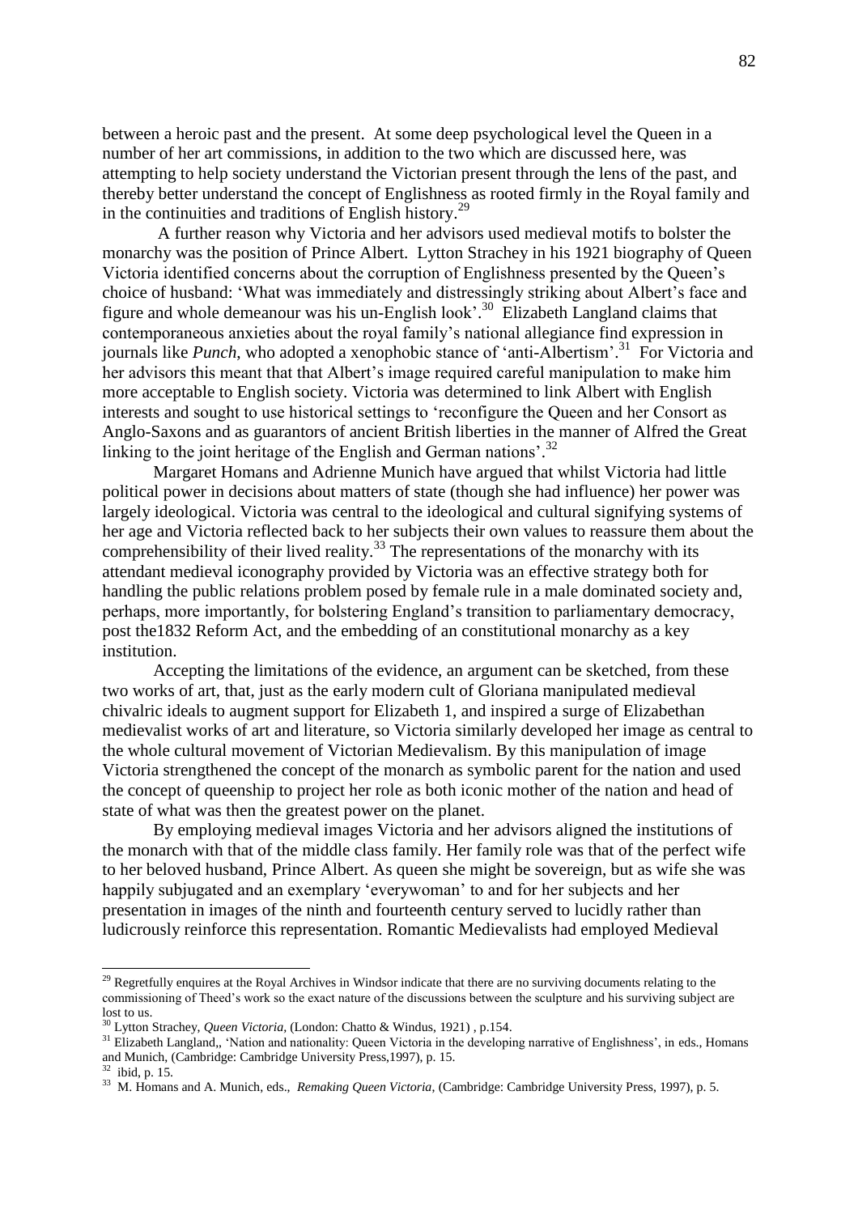between a heroic past and the present. At some deep psychological level the Queen in a number of her art commissions, in addition to the two which are discussed here, was attempting to help society understand the Victorian present through the lens of the past, and thereby better understand the concept of Englishness as rooted firmly in the Royal family and in the continuities and traditions of English history.[29]

A further reason why Victoria and her advisors used medieval motifs to bolster the monarchy was the position of Prince Albert. Lytton Strachey in his 1921 biography of Queen Victoria identified concerns about the corruption of Englishness presented by the Queen's choice of husband: 'What was immediately and distressingly striking about Albert's face and figure and whole demeanour was his un-English look'.[30] Elizabeth Langland claims that contemporaneous anxieties about the royal family's national allegiance find expression in journals like *Punch*, who adopted a xenophobic stance of 'anti-Albertism'.[31] For Victoria and her advisors this meant that that Albert's image required careful manipulation to make him more acceptable to English society. Victoria was determined to link Albert with English interests and sought to use historical settings to 'reconfigure the Queen and her Consort as Anglo-Saxons and as guarantors of ancient British liberties in the manner of Alfred the Great linking to the joint heritage of the English and German nations'.[32]

Margaret Homans and Adrienne Munich have argued that whilst Victoria had little political power in decisions about matters of state (though she had influence) her power was largely ideological. Victoria was central to the ideological and cultural signifying systems of her age and Victoria reflected back to her subjects their own values to reassure them about the comprehensibility of their lived reality.[33] The representations of the monarchy with its attendant medieval iconography provided by Victoria was an effective strategy both for handling the public relations problem posed by female rule in a male dominated society and, perhaps, more importantly, for bolstering England's transition to parliamentary democracy, post the1832 Reform Act, and the embedding of an constitutional monarchy as a key institution.

Accepting the limitations of the evidence, an argument can be sketched, from these two works of art, that, just as the early modern cult of Gloriana manipulated medieval chivalric ideals to augment support for Elizabeth 1, and inspired a surge of Elizabethan medievalist works of art and literature, so Victoria similarly developed her image as central to the whole cultural movement of Victorian Medievalism. By this manipulation of image Victoria strengthened the concept of the monarch as symbolic parent for the nation and used the concept of queenship to project her role as both iconic mother of the nation and head of state of what was then the greatest power on the planet.

By employing medieval images Victoria and her advisors aligned the institutions of the monarch with that of the middle class family. Her family role was that of the perfect wife to her beloved husband, Prince Albert. As queen she might be sovereign, but as wife she was happily subjugated and an exemplary 'everywoman' to and for her subjects and her presentation in images of the ninth and fourteenth century served to lucidly rather than ludicrously reinforce this representation. Romantic Medievalists had employed Medieval

---

[29] Regretfully enquires at the Royal Archives in Windsor indicate that there are no surviving documents relating to the commissioning of Theed's work so the exact nature of the discussions between the sculpture and his surviving subject are lost to us.

[30] Lytton Strachey, *Queen Victoria*, (London: Chatto & Windus, 1921) , p.154.

[31] Elizabeth Langland,, 'Nation and nationality: Queen Victoria in the developing narrative of Englishness', in eds., Homans and Munich, (Cambridge: Cambridge University Press,1997), p. 15.

[32] ibid, p. 15.

[33] M. Homans and A. Munich, eds., *Remaking Queen Victoria*, (Cambridge: Cambridge University Press, 1997), p. 5.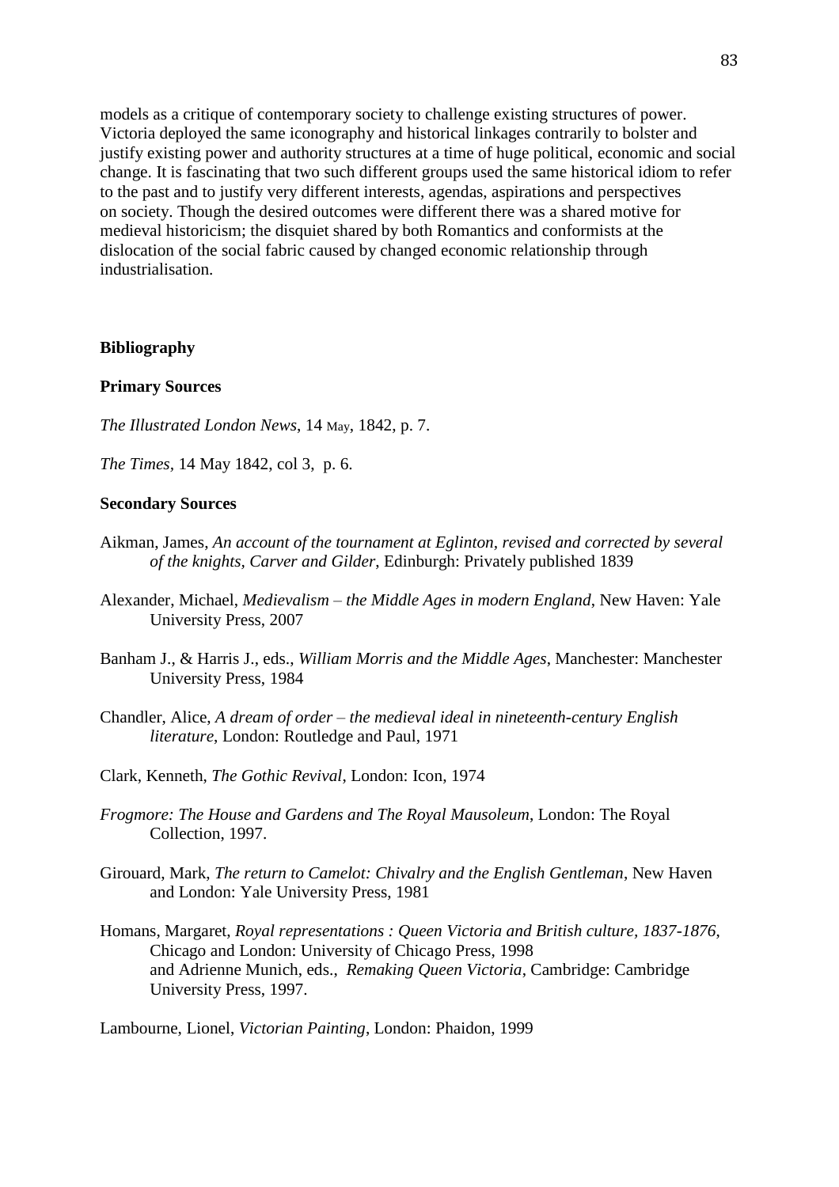models as a critique of contemporary society to challenge existing structures of power. Victoria deployed the same iconography and historical linkages contrarily to bolster and justify existing power and authority structures at a time of huge political, economic and social change. It is fascinating that two such different groups used the same historical idiom to refer to the past and to justify very different interests, agendas, aspirations and perspectives on society. Though the desired outcomes were different there was a shared motive for medieval historicism; the disquiet shared by both Romantics and conformists at the dislocation of the social fabric caused by changed economic relationship through industrialisation.

## Bibliography

### Primary Sources

*The Illustrated London News*, 14 May, 1842, p. 7.

*The Times,* 14 May 1842, col 3, p. 6.

### Secondary Sources

Aikman, James, *An account of the tournament at Eglinton, revised and corrected by several of the knights, Carver and Gilder*, Edinburgh: Privately published 1839

Alexander, Michael, *Medievalism – the Middle Ages in modern England*, New Haven: Yale University Press, 2007

Banham J., & Harris J., eds., *William Morris and the Middle Ages*, Manchester: Manchester University Press, 1984

Chandler, Alice, *A dream of order – the medieval ideal in nineteenth-century English literature*, London: Routledge and Paul, 1971

Clark, Kenneth, *The Gothic Revival*, London: Icon, 1974

*Frogmore: The House and Gardens and The Royal Mausoleum*, London: The Royal Collection, 1997.

Girouard, Mark, *The return to Camelot: Chivalry and the English Gentleman*, New Haven and London: Yale University Press, 1981

Homans, Margaret, *Royal representations : Queen Victoria and British culture, 1837-1876,* Chicago and London: University of Chicago Press, 1998
and Adrienne Munich, eds., *Remaking Queen Victoria*, Cambridge: Cambridge University Press, 1997.

Lambourne, Lionel, *Victorian Painting*, London: Phaidon, 1999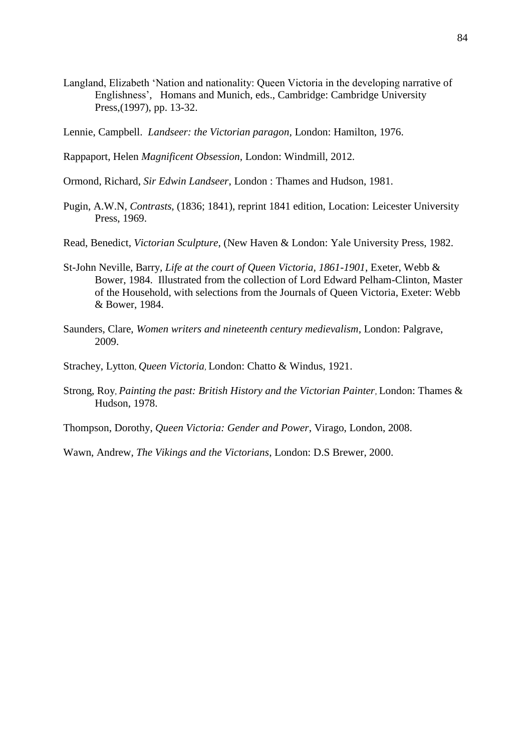Langland, Elizabeth 'Nation and nationality: Queen Victoria in the developing narrative of Englishness', Homans and Munich, eds., Cambridge: Cambridge University Press,(1997), pp. 13-32.

Lennie, Campbell. *Landseer: the Victorian paragon,* London: Hamilton, 1976.

Rappaport, Helen *Magnificent Obsession,* London: Windmill, 2012.

Ormond, Richard, *Sir Edwin Landseer*, London : Thames and Hudson, 1981.

Pugin, A.W.N, *Contrasts,* (1836; 1841), reprint 1841 edition, Location: Leicester University Press, 1969.

Read, Benedict, *Victorian Sculpture,* (New Haven & London: Yale University Press, 1982.

St-John Neville, Barry, *Life at the court of Queen Victoria, 1861-1901*, Exeter, Webb & Bower, 1984. Illustrated from the collection of Lord Edward Pelham-Clinton, Master of the Household, with selections from the Journals of Queen Victoria, Exeter: Webb & Bower, 1984.

Saunders, Clare, *Women writers and nineteenth century medievalism*, London: Palgrave, 2009.

Strachey, Lytton, *Queen Victoria,* London: Chatto & Windus, 1921.

Strong, Roy, *Painting the past: British History and the Victorian Painter,* London: Thames & Hudson, 1978.

Thompson, Dorothy, *Queen Victoria: Gender and Power*, Virago, London, 2008.

Wawn, Andrew, *The Vikings and the Victorians*, London: D.S Brewer, 2000.